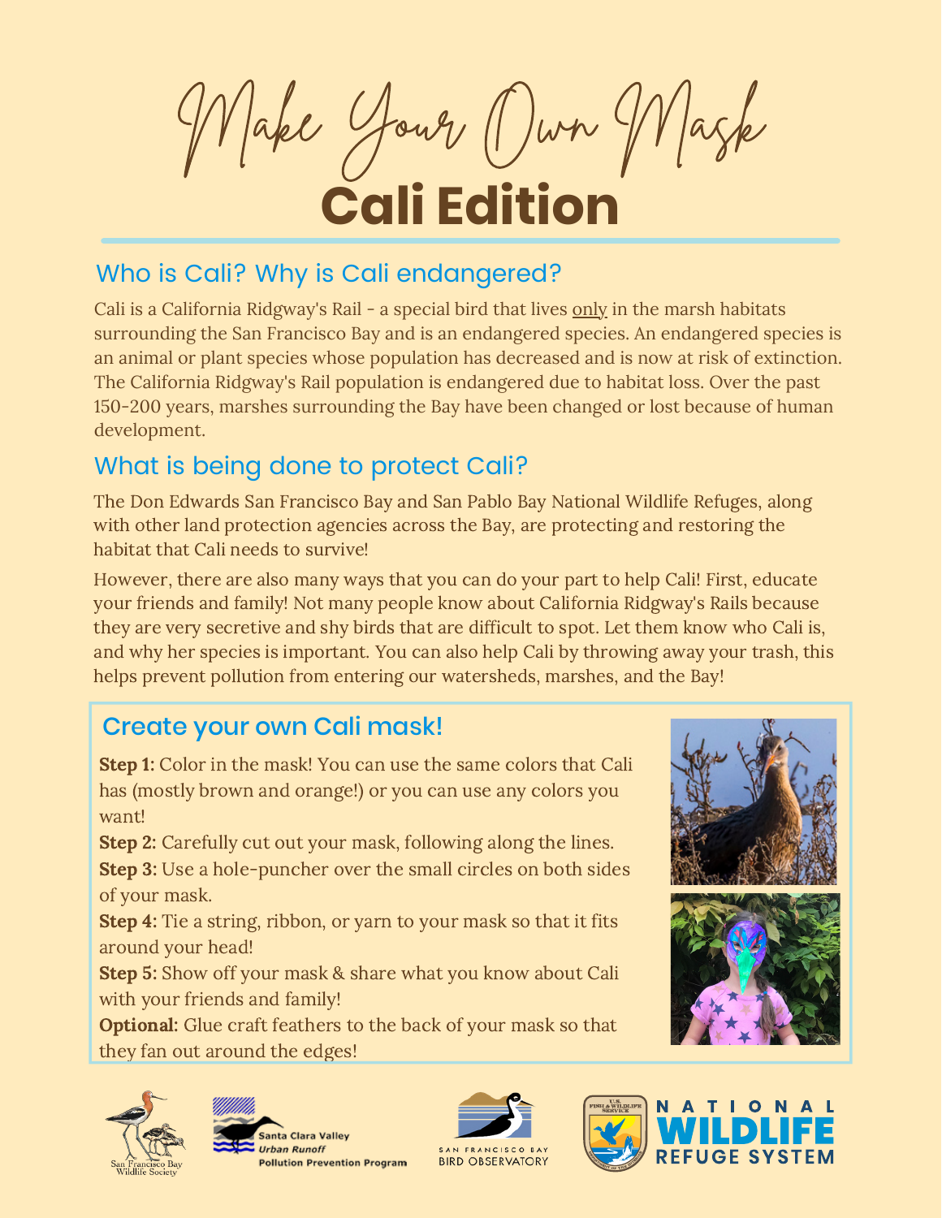# Make Your Own Mask

# Cali Edition

## Who is Cali? Why is Cali endangered?

Cali is a California Ridgway's Rail - a special bird that lives only in the marsh habitats surrounding the San Francisco Bay and is an endangered species. An endangered species is an animal or plant species whose population has decreased and is now at risk of extinction. The California Ridgway's Rail population is endangered due to habitat loss. Over the past 150-200 years, marshes surrounding the Bay have been changed or lost because of human development.

## What is being done to protect Cali?

The Don Edwards San Francisco Bay and San Pablo Bay National Wildlife Refuges, along with other land protection agencies across the Bay, are protecting and restoring the habitat that Cali needs to survive!

However, there are also many ways that you can do your part to help Cali! First, educate your friends and family! Not many people know about California Ridgway's Rails because they are very secretive and shy birds that are difficult to spot. Let them know who Cali is, and why her species is important. You can also help Cali by throwing away your trash, this helps prevent pollution from entering our watersheds, marshes, and the Bay!

## Create your own Cali mask!

**Step 1:** Color in the mask! You can use the same colors that Cali has (mostly brown and orange!) or you can use any colors you want!
**Step 2:** Carefully cut out your mask, following along the lines.
**Step 3:** Use a hole-puncher over the small circles on both sides of your mask.
**Step 4:** Tie a string, ribbon, or yarn to your mask so that it fits around your head!
**Step 5:** Show off your mask & share what you know about Cali with your friends and family!
**Optional:** Glue craft feathers to the back of your mask so that they fan out around the edges!

San Francisco Bay Wildlife Society | Santa Clara Valley Urban Runoff Pollution Prevention Program | San Francisco Bay Bird Observatory | National Wildlife Refuge System